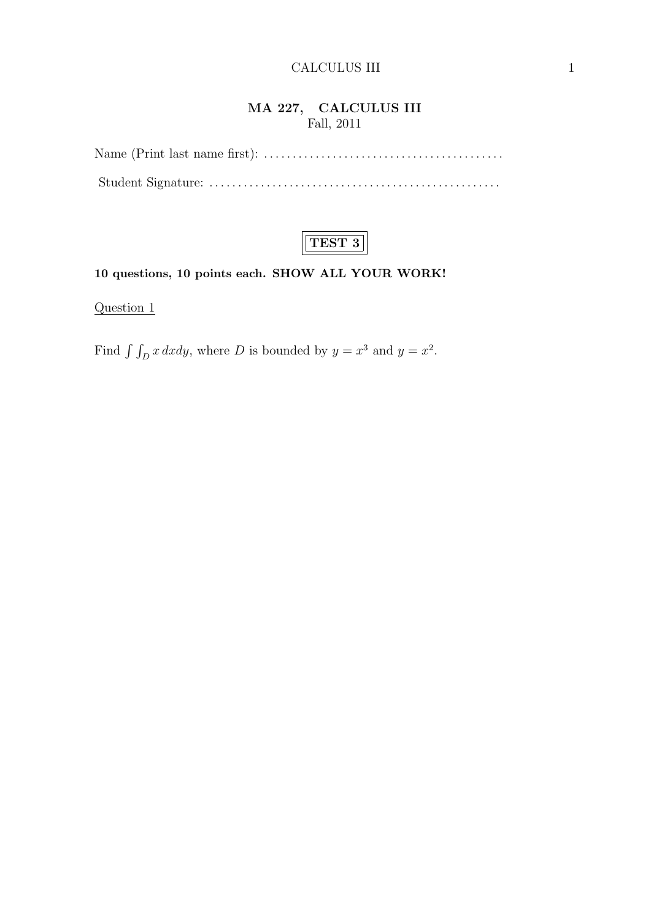# MA 227, CALCULUS III

Fall, 2011

Name (Print last name first): .........................................

Student Signature: ..................................................

**TEST 3**

**10 questions, 10 points each. SHOW ALL YOUR WORK!**

Question 1

Find $\int\int_D x\,dxdy$, where $D$ is bounded by $y = x^3$ and $y = x^2$.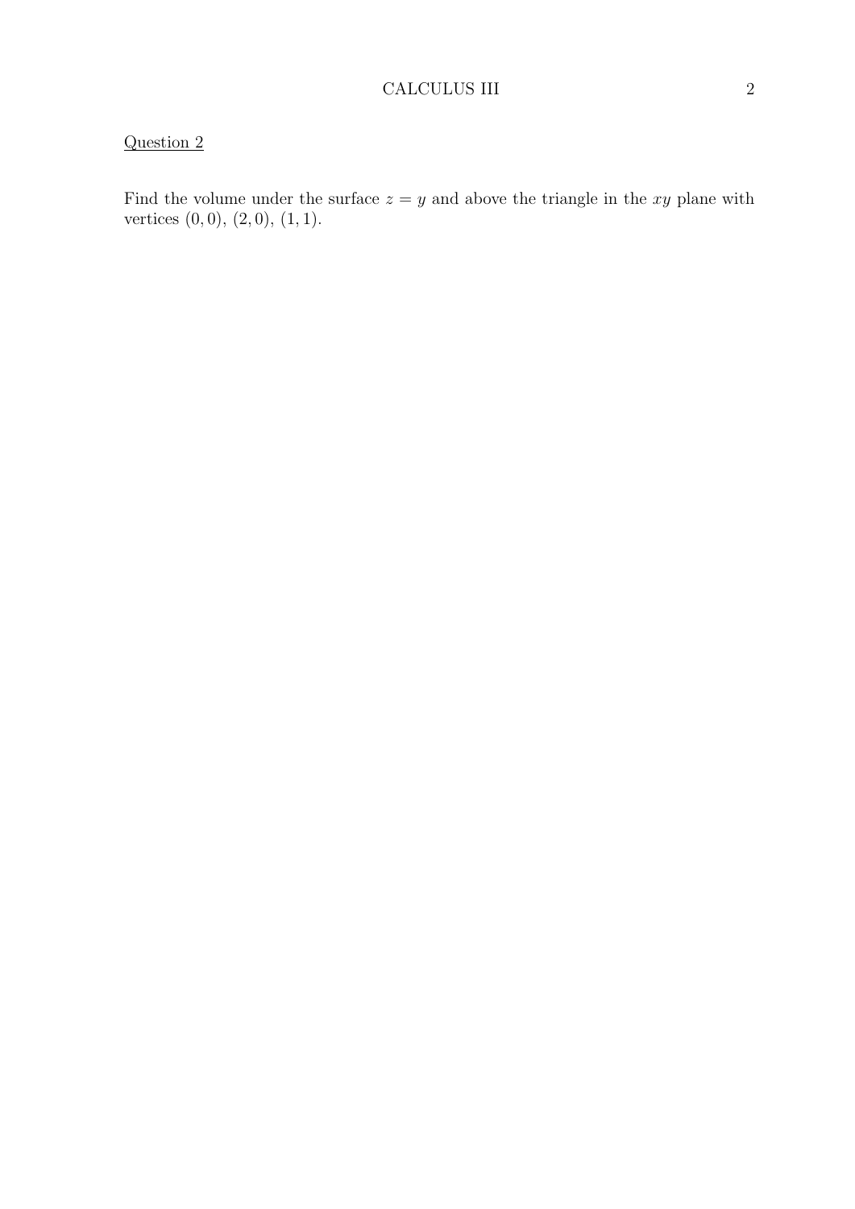Question 2

Find the volume under the surface $z = y$ and above the triangle in the $xy$ plane with vertices $(0, 0)$, $(2, 0)$, $(1, 1)$.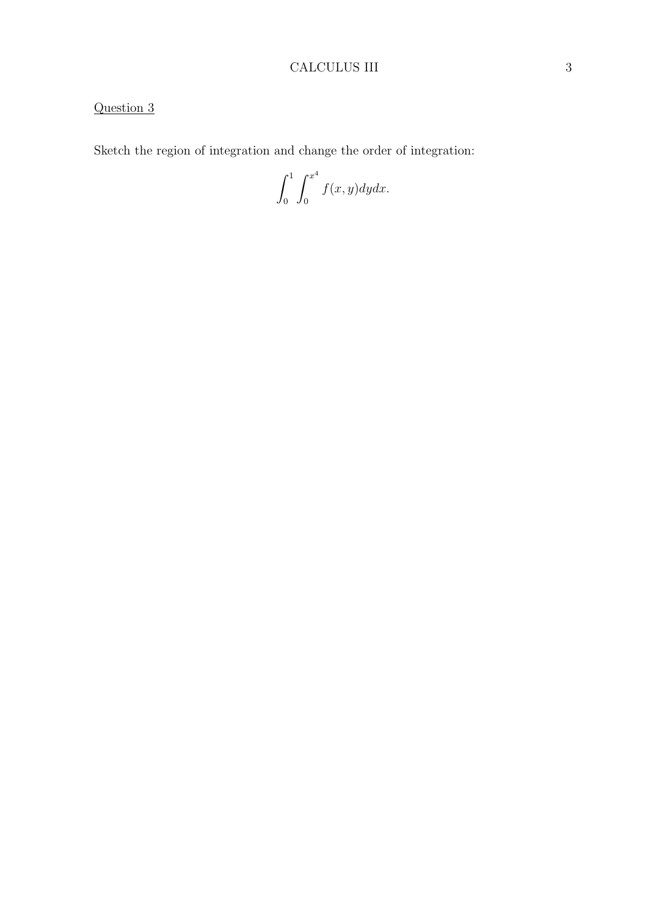Question 3

Sketch the region of integration and change the order of integration:

$$\int_0^1 \int_0^{x^4} f(x, y) dy dx.$$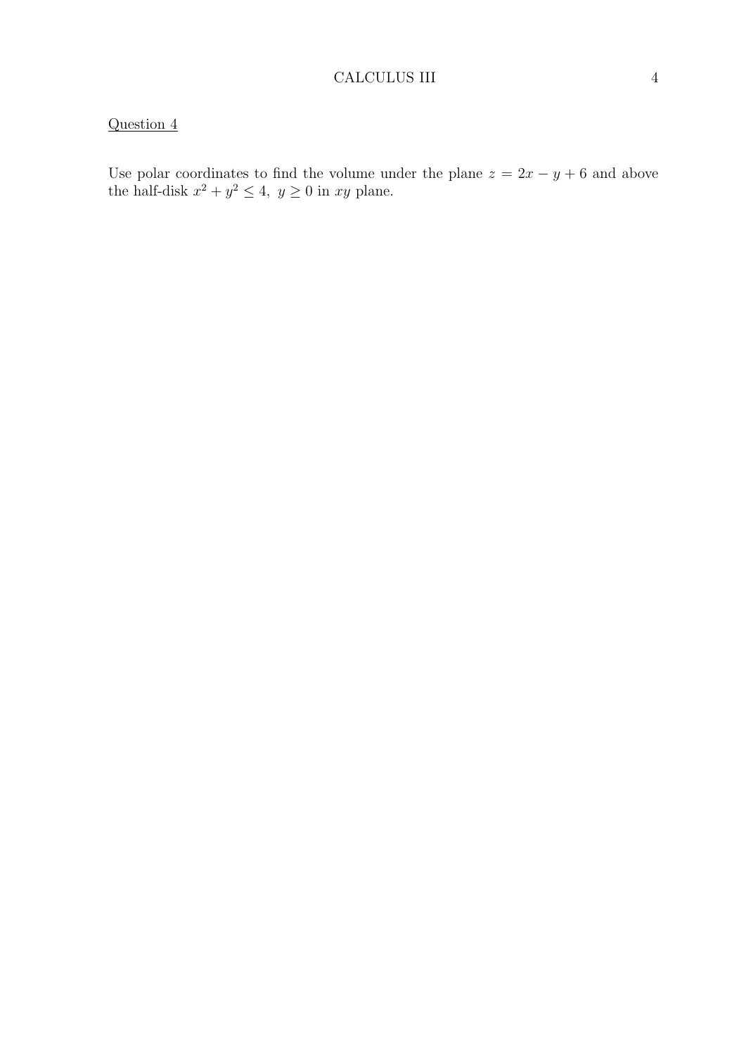Question 4

Use polar coordinates to find the volume under the plane $z = 2x - y + 6$ and above the half-disk $x^2 + y^2 \leq 4,\ y \geq 0$ in $xy$ plane.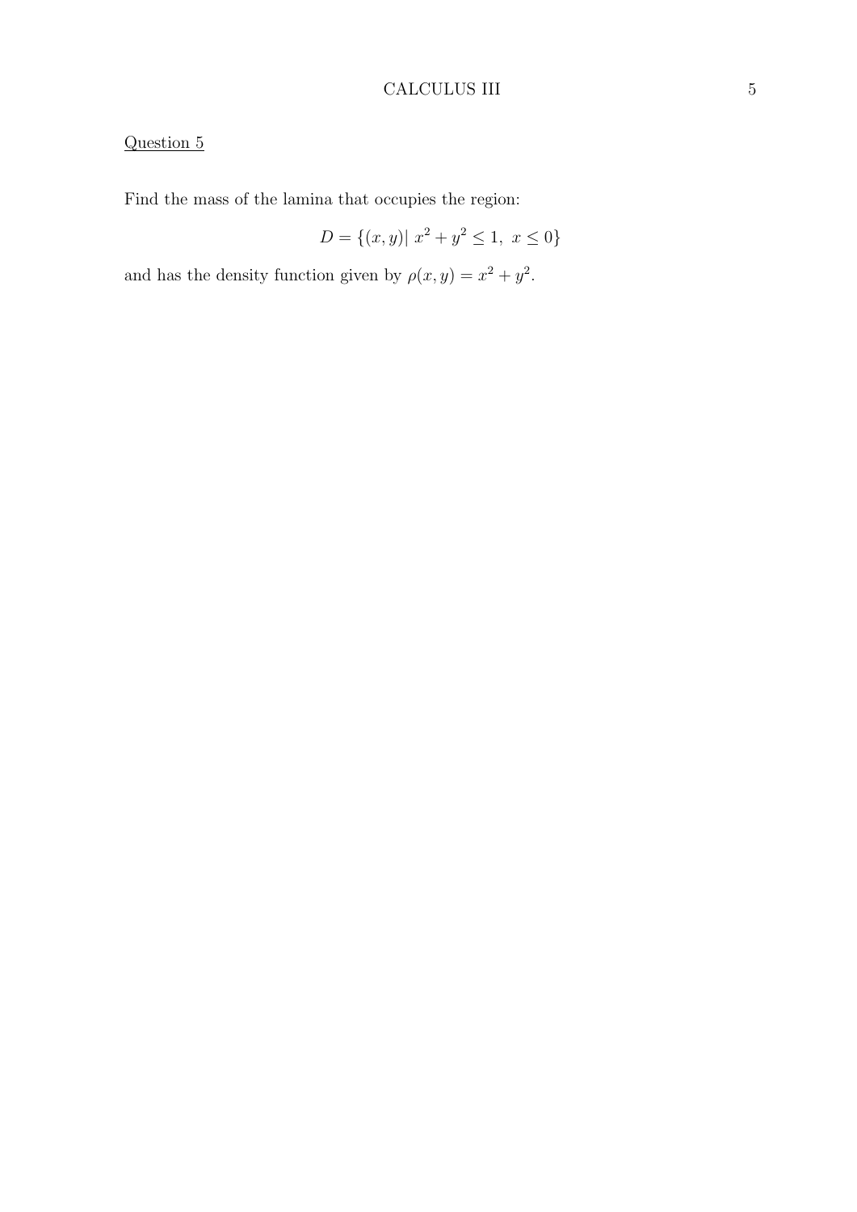Question 5

Find the mass of the lamina that occupies the region:

$$D = \{(x, y) |\ x^2 + y^2 \leq 1,\ x \leq 0\}$$

and has the density function given by $\rho(x, y) = x^2 + y^2$.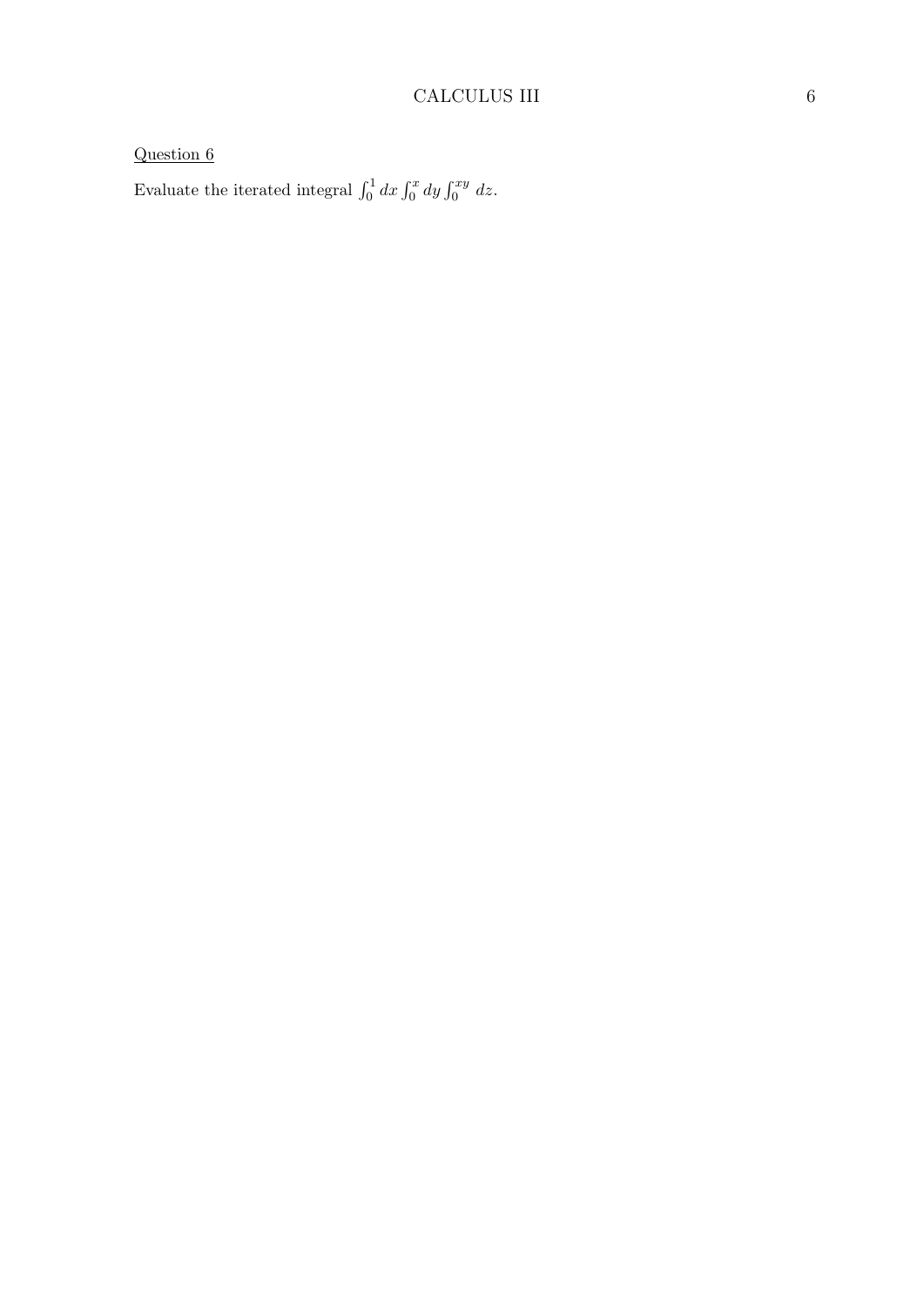Question 6

Evaluate the iterated integral $\int_0^1 dx \int_0^x dy \int_0^{xy} dz$.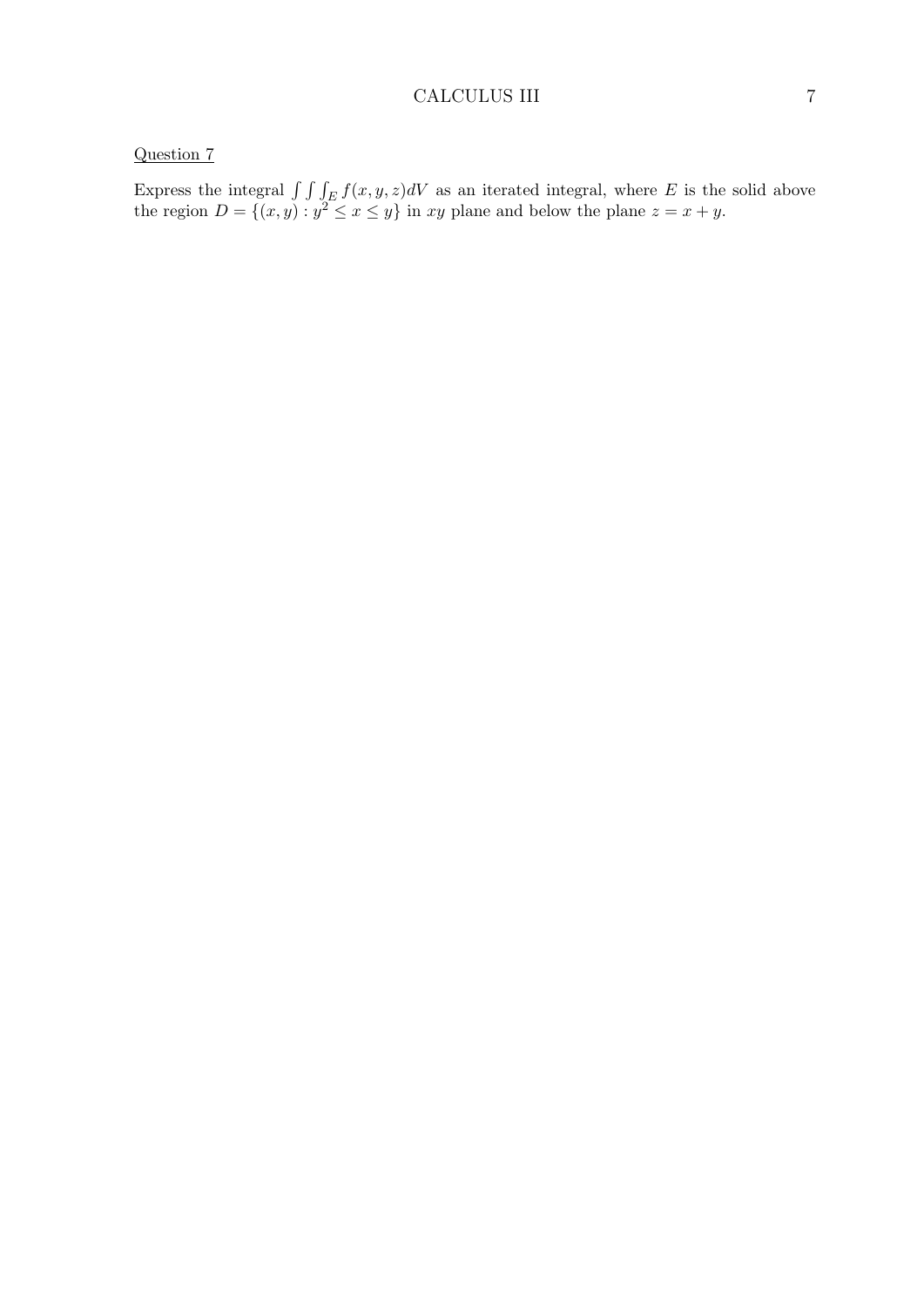Question 7

Express the integral $\int\int\int_E f(x, y, z)dV$ as an iterated integral, where $E$ is the solid above the region $D = \{(x, y) : y^2 \leq x \leq y\}$ in $xy$ plane and below the plane $z = x + y$.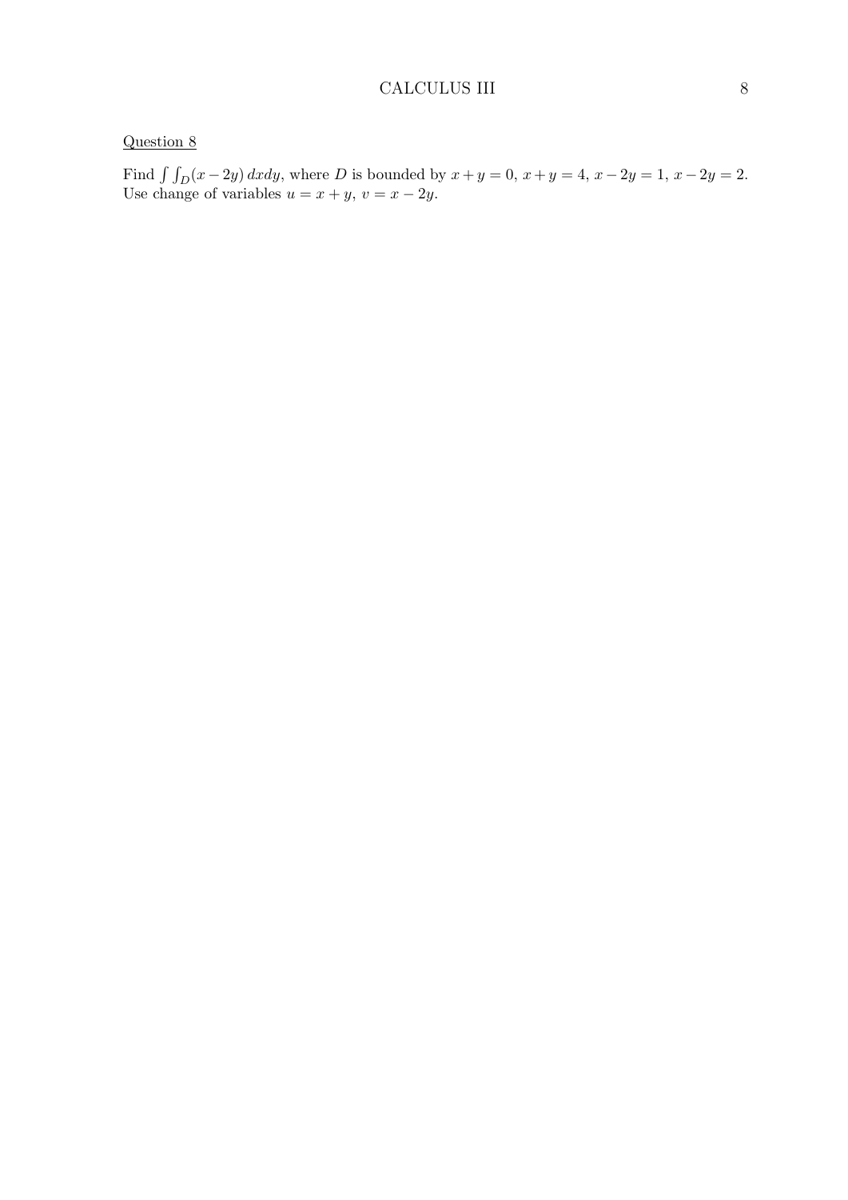Question 8

Find $\int\int_D (x - 2y)\, dxdy$, where $D$ is bounded by $x + y = 0$, $x + y = 4$, $x - 2y = 1$, $x - 2y = 2$. Use change of variables $u = x + y$, $v = x - 2y$.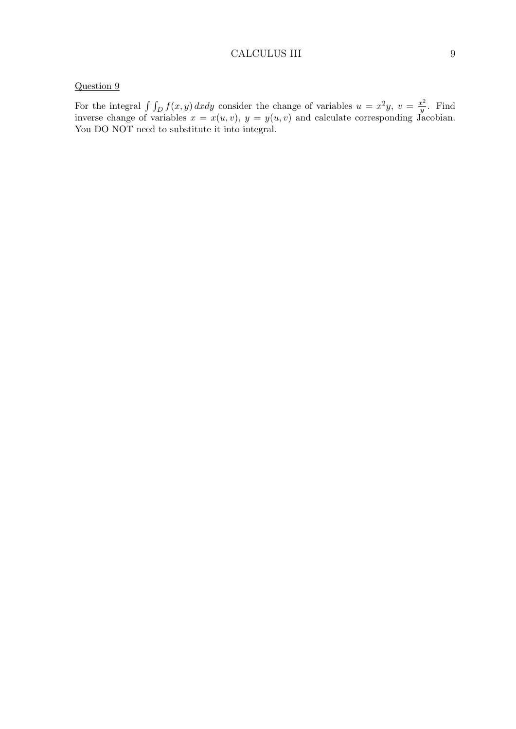Question 9

For the integral $\int\int_D f(x, y)\, dxdy$ consider the change of variables $u = x^2 y,\ v = \frac{x^2}{y}$. Find inverse change of variables $x = x(u, v),\ y = y(u, v)$ and calculate corresponding Jacobian. You DO NOT need to substitute it into integral.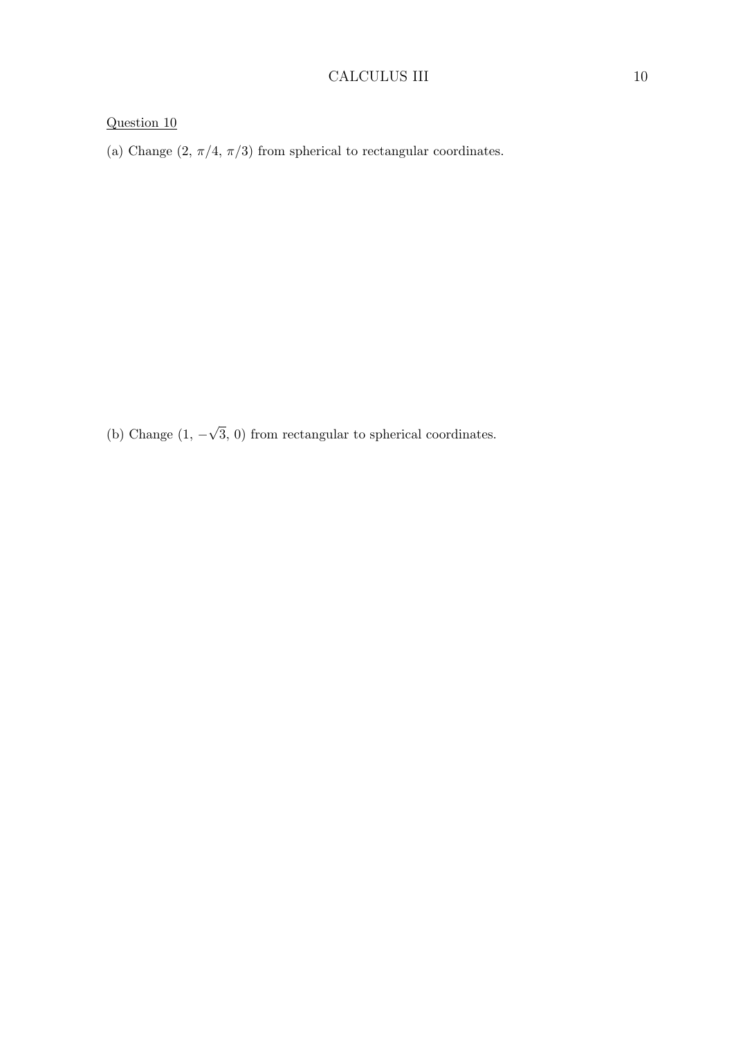Question 10

(a) Change $(2, \pi/4, \pi/3)$ from spherical to rectangular coordinates.

(b) Change $(1, -\sqrt{3}, 0)$ from rectangular to spherical coordinates.